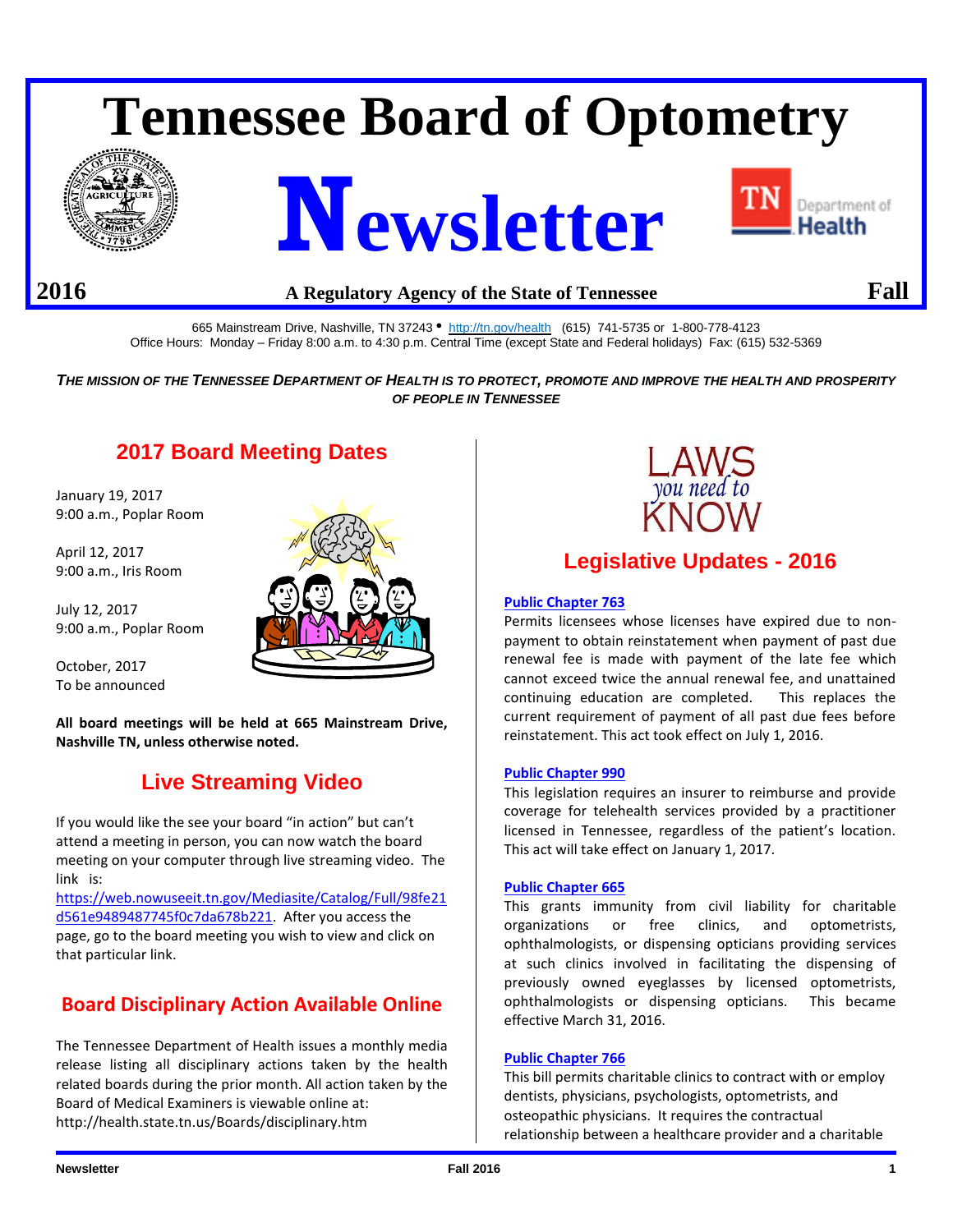# Tennessee Board of Optometry

# Newsletter

**2016** **A Regulatory Agency of the State of Tennessee** **Fall**

665 Mainstream Drive, Nashville, TN 37243 • http://tn.gov/health (615) 741-5735 or 1-800-778-4123
Office Hours: Monday – Friday 8:00 a.m. to 4:30 p.m. Central Time (except State and Federal holidays) Fax: (615) 532-5369

***THE MISSION OF THE TENNESSEE DEPARTMENT OF HEALTH IS TO PROTECT, PROMOTE AND IMPROVE THE HEALTH AND PROSPERITY OF PEOPLE IN TENNESSEE***

## 2017 Board Meeting Dates

January 19, 2017
9:00 a.m., Poplar Room

April 12, 2017
9:00 a.m., Iris Room

July 12, 2017
9:00 a.m., Poplar Room

October, 2017
To be announced

**All board meetings will be held at 665 Mainstream Drive, Nashville TN, unless otherwise noted.**

## Live Streaming Video

If you would like the see your board "in action" but can't attend a meeting in person, you can now watch the board meeting on your computer through live streaming video. The link is: https://web.nowuseeit.tn.gov/Mediasite/Catalog/Full/98fe21d561e9489487745f0c7da678b221. After you access the page, go to the board meeting you wish to view and click on that particular link.

## Board Disciplinary Action Available Online

The Tennessee Department of Health issues a monthly media release listing all disciplinary actions taken by the health related boards during the prior month. All action taken by the Board of Medical Examiners is viewable online at: http://health.state.tn.us/Boards/disciplinary.htm

LAWS *you need to* KNOW

## Legislative Updates - 2016

**Public Chapter 763**

Permits licensees whose licenses have expired due to non-payment to obtain reinstatement when payment of past due renewal fee is made with payment of the late fee which cannot exceed twice the annual renewal fee, and unattained continuing education are completed. This replaces the current requirement of payment of all past due fees before reinstatement. This act took effect on July 1, 2016.

**Public Chapter 990**

This legislation requires an insurer to reimburse and provide coverage for telehealth services provided by a practitioner licensed in Tennessee, regardless of the patient's location. This act will take effect on January 1, 2017.

**Public Chapter 665**

This grants immunity from civil liability for charitable organizations or free clinics, and optometrists, ophthalmologists, or dispensing opticians providing services at such clinics involved in facilitating the dispensing of previously owned eyeglasses by licensed optometrists, ophthalmologists or dispensing opticians. This became effective March 31, 2016.

**Public Chapter 766**

This bill permits charitable clinics to contract with or employ dentists, physicians, psychologists, optometrists, and osteopathic physicians. It requires the contractual relationship between a healthcare provider and a charitable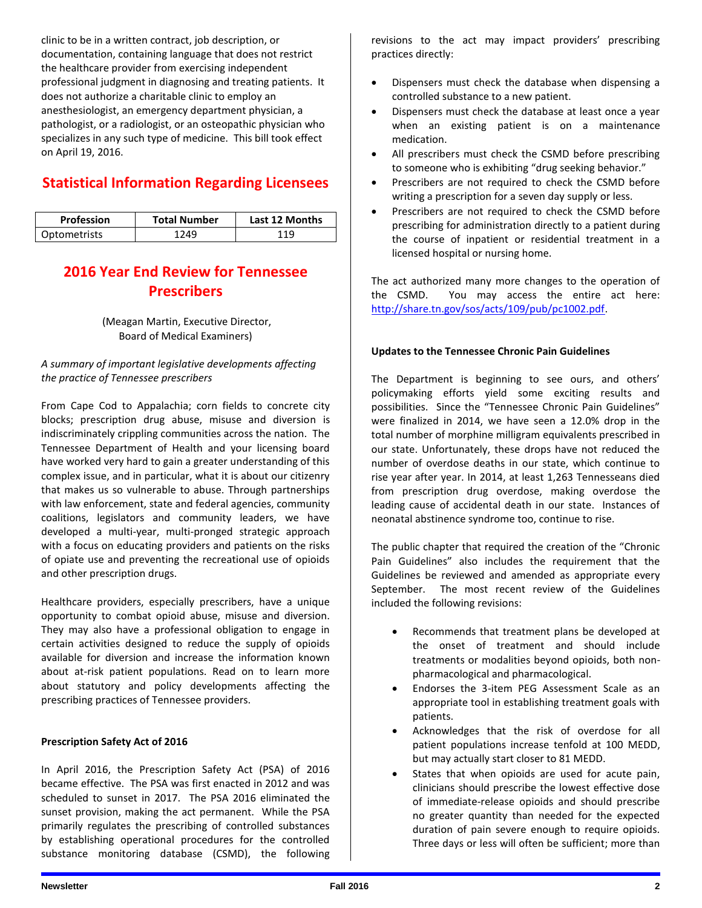clinic to be in a written contract, job description, or documentation, containing language that does not restrict the healthcare provider from exercising independent professional judgment in diagnosing and treating patients. It does not authorize a charitable clinic to employ an anesthesiologist, an emergency department physician, a pathologist, or a radiologist, or an osteopathic physician who specializes in any such type of medicine. This bill took effect on April 19, 2016.

## Statistical Information Regarding Licensees

| Profession | Total Number | Last 12 Months |
|---|---|---|
| Optometrists | 1249 | 119 |

## 2016 Year End Review for Tennessee Prescribers

(Meagan Martin, Executive Director, Board of Medical Examiners)

*A summary of important legislative developments affecting the practice of Tennessee prescribers*

From Cape Cod to Appalachia; corn fields to concrete city blocks; prescription drug abuse, misuse and diversion is indiscriminately crippling communities across the nation. The Tennessee Department of Health and your licensing board have worked very hard to gain a greater understanding of this complex issue, and in particular, what it is about our citizenry that makes us so vulnerable to abuse. Through partnerships with law enforcement, state and federal agencies, community coalitions, legislators and community leaders, we have developed a multi-year, multi-pronged strategic approach with a focus on educating providers and patients on the risks of opiate use and preventing the recreational use of opioids and other prescription drugs.

Healthcare providers, especially prescribers, have a unique opportunity to combat opioid abuse, misuse and diversion. They may also have a professional obligation to engage in certain activities designed to reduce the supply of opioids available for diversion and increase the information known about at-risk patient populations. Read on to learn more about statutory and policy developments affecting the prescribing practices of Tennessee providers.

**Prescription Safety Act of 2016**

In April 2016, the Prescription Safety Act (PSA) of 2016 became effective. The PSA was first enacted in 2012 and was scheduled to sunset in 2017. The PSA 2016 eliminated the sunset provision, making the act permanent. While the PSA primarily regulates the prescribing of controlled substances by establishing operational procedures for the controlled substance monitoring database (CSMD), the following revisions to the act may impact providers' prescribing practices directly:

- Dispensers must check the database when dispensing a controlled substance to a new patient.
- Dispensers must check the database at least once a year when an existing patient is on a maintenance medication.
- All prescribers must check the CSMD before prescribing to someone who is exhibiting "drug seeking behavior."
- Prescribers are not required to check the CSMD before writing a prescription for a seven day supply or less.
- Prescribers are not required to check the CSMD before prescribing for administration directly to a patient during the course of inpatient or residential treatment in a licensed hospital or nursing home.

The act authorized many more changes to the operation of the CSMD. You may access the entire act here: http://share.tn.gov/sos/acts/109/pub/pc1002.pdf.

**Updates to the Tennessee Chronic Pain Guidelines**

The Department is beginning to see ours, and others' policymaking efforts yield some exciting results and possibilities. Since the "Tennessee Chronic Pain Guidelines" were finalized in 2014, we have seen a 12.0% drop in the total number of morphine milligram equivalents prescribed in our state. Unfortunately, these drops have not reduced the number of overdose deaths in our state, which continue to rise year after year. In 2014, at least 1,263 Tennesseans died from prescription drug overdose, making overdose the leading cause of accidental death in our state. Instances of neonatal abstinence syndrome too, continue to rise.

The public chapter that required the creation of the "Chronic Pain Guidelines" also includes the requirement that the Guidelines be reviewed and amended as appropriate every September. The most recent review of the Guidelines included the following revisions:

- Recommends that treatment plans be developed at the onset of treatment and should include treatments or modalities beyond opioids, both non-pharmacological and pharmacological.
- Endorses the 3-item PEG Assessment Scale as an appropriate tool in establishing treatment goals with patients.
- Acknowledges that the risk of overdose for all patient populations increase tenfold at 100 MEDD, but may actually start closer to 81 MEDD.
- States that when opioids are used for acute pain, clinicians should prescribe the lowest effective dose of immediate-release opioids and should prescribe no greater quantity than needed for the expected duration of pain severe enough to require opioids. Three days or less will often be sufficient; more than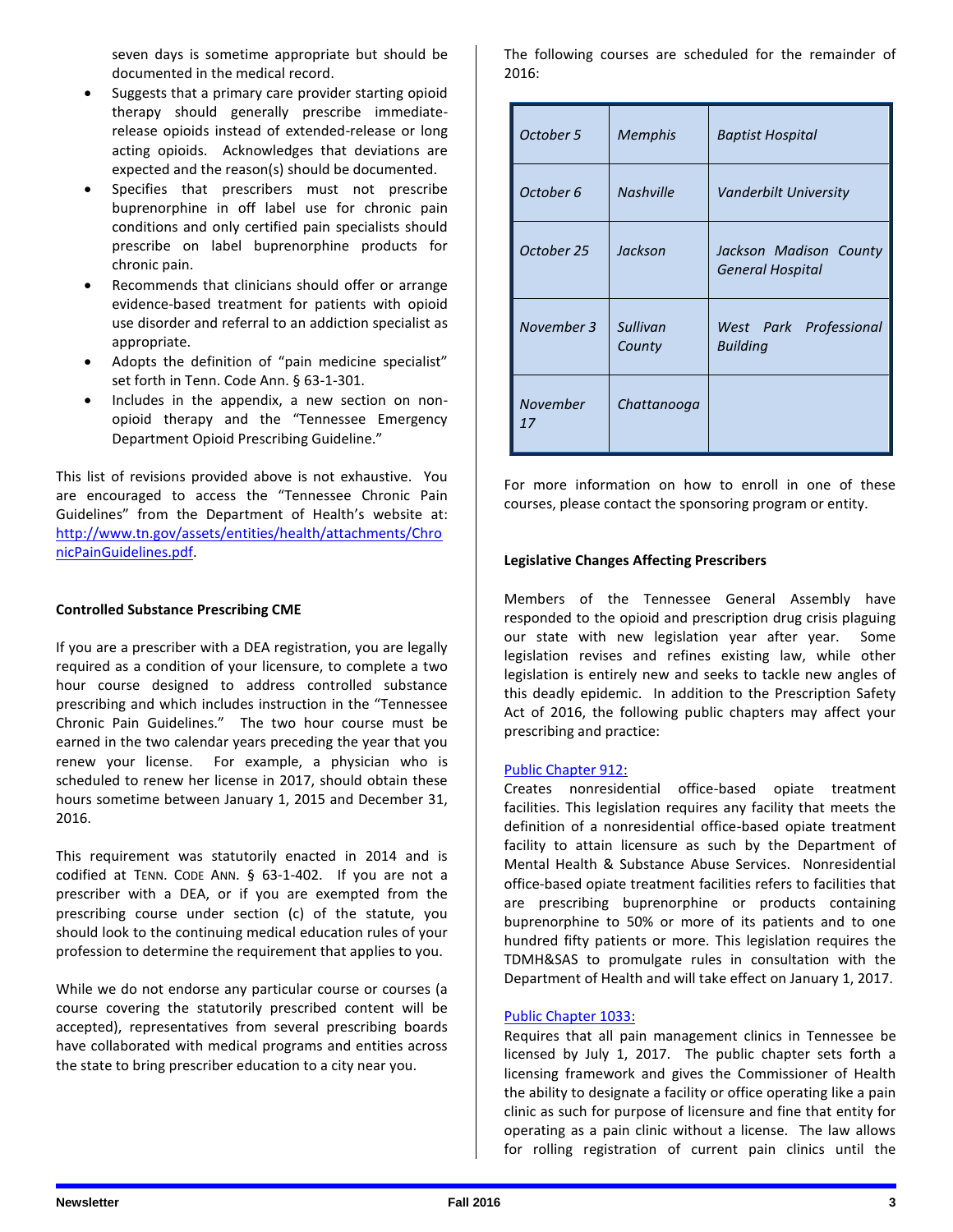seven days is sometime appropriate but should be documented in the medical record.

- Suggests that a primary care provider starting opioid therapy should generally prescribe immediate-release opioids instead of extended-release or long acting opioids. Acknowledges that deviations are expected and the reason(s) should be documented.
- Specifies that prescribers must not prescribe buprenorphine in off label use for chronic pain conditions and only certified pain specialists should prescribe on label buprenorphine products for chronic pain.
- Recommends that clinicians should offer or arrange evidence-based treatment for patients with opioid use disorder and referral to an addiction specialist as appropriate.
- Adopts the definition of "pain medicine specialist" set forth in Tenn. Code Ann. § 63-1-301.
- Includes in the appendix, a new section on non-opioid therapy and the "Tennessee Emergency Department Opioid Prescribing Guideline."

This list of revisions provided above is not exhaustive. You are encouraged to access the "Tennessee Chronic Pain Guidelines" from the Department of Health's website at: [http://www.tn.gov/assets/entities/health/attachments/ChronicPainGuidelines.pdf](http://www.tn.gov/assets/entities/health/attachments/ChronicPainGuidelines.pdf).

**Controlled Substance Prescribing CME**

If you are a prescriber with a DEA registration, you are legally required as a condition of your licensure, to complete a two hour course designed to address controlled substance prescribing and which includes instruction in the "Tennessee Chronic Pain Guidelines." The two hour course must be earned in the two calendar years preceding the year that you renew your license. For example, a physician who is scheduled to renew her license in 2017, should obtain these hours sometime between January 1, 2015 and December 31, 2016.

This requirement was statutorily enacted in 2014 and is codified at TENN. CODE ANN. § 63-1-402. If you are not a prescriber with a DEA, or if you are exempted from the prescribing course under section (c) of the statute, you should look to the continuing medical education rules of your profession to determine the requirement that applies to you.

While we do not endorse any particular course or courses (a course covering the statutorily prescribed content will be accepted), representatives from several prescribing boards have collaborated with medical programs and entities across the state to bring prescriber education to a city near you.

The following courses are scheduled for the remainder of 2016:

| | | |
|---|---|---|
| *October 5* | *Memphis* | *Baptist Hospital* |
| *October 6* | *Nashville* | *Vanderbilt University* |
| *October 25* | *Jackson* | *Jackson Madison County General Hospital* |
| *November 3* | *Sullivan County* | *West Park Professional Building* |
| *November 17* | *Chattanooga* | |

For more information on how to enroll in one of these courses, please contact the sponsoring program or entity.

**Legislative Changes Affecting Prescribers**

Members of the Tennessee General Assembly have responded to the opioid and prescription drug crisis plaguing our state with new legislation year after year. Some legislation revises and refines existing law, while other legislation is entirely new and seeks to tackle new angles of this deadly epidemic. In addition to the Prescription Safety Act of 2016, the following public chapters may affect your prescribing and practice:

Public Chapter 912:
Creates nonresidential office-based opiate treatment facilities. This legislation requires any facility that meets the definition of a nonresidential office-based opiate treatment facility to attain licensure as such by the Department of Mental Health & Substance Abuse Services. Nonresidential office-based opiate treatment facilities refers to facilities that are prescribing buprenorphine or products containing buprenorphine to 50% or more of its patients and to one hundred fifty patients or more. This legislation requires the TDMH&SAS to promulgate rules in consultation with the Department of Health and will take effect on January 1, 2017.

Public Chapter 1033:
Requires that all pain management clinics in Tennessee be licensed by July 1, 2017. The public chapter sets forth a licensing framework and gives the Commissioner of Health the ability to designate a facility or office operating like a pain clinic as such for purpose of licensure and fine that entity for operating as a pain clinic without a license. The law allows for rolling registration of current pain clinics until the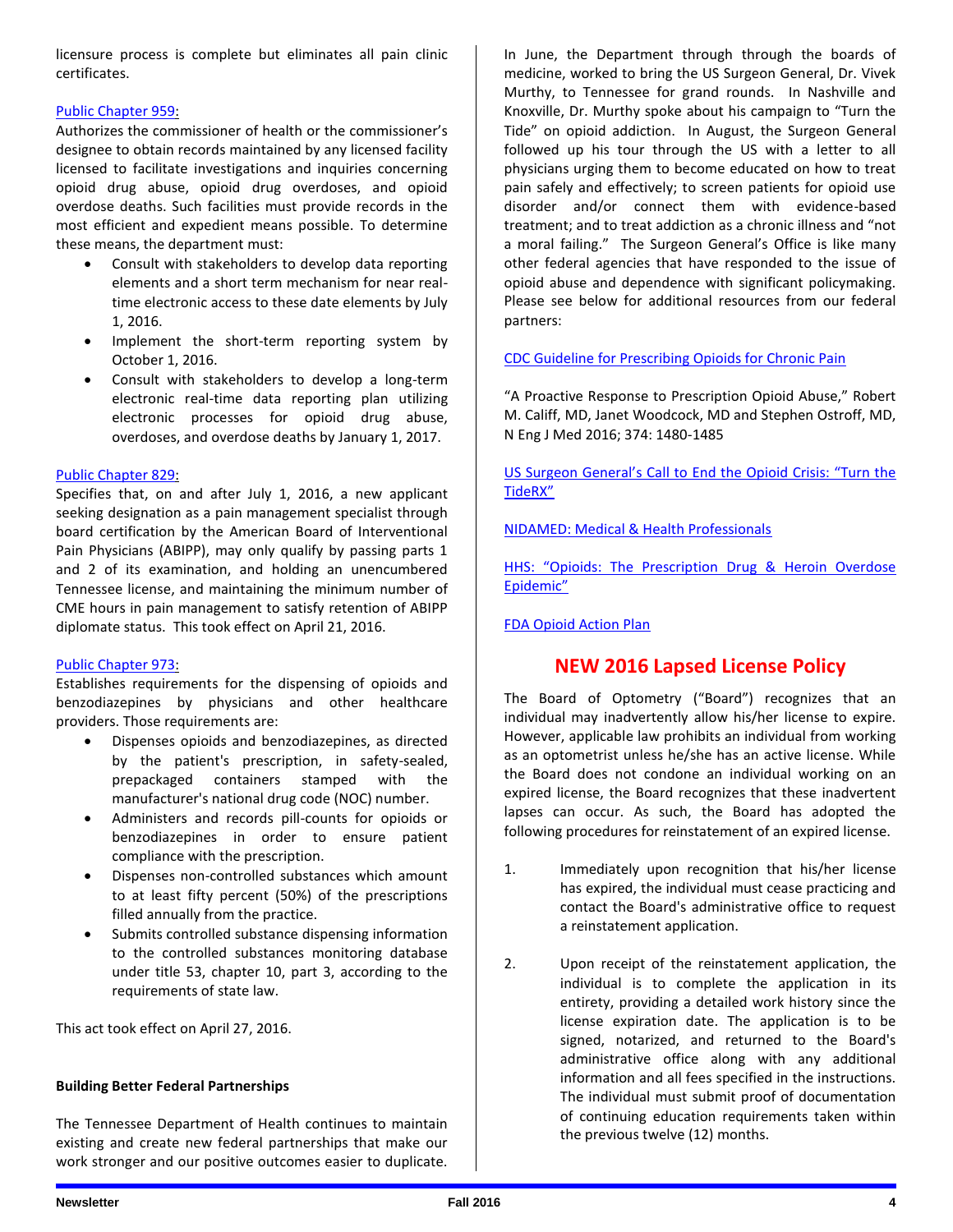licensure process is complete but eliminates all pain clinic certificates.

Public Chapter 959:
Authorizes the commissioner of health or the commissioner's designee to obtain records maintained by any licensed facility licensed to facilitate investigations and inquiries concerning opioid drug abuse, opioid drug overdoses, and opioid overdose deaths. Such facilities must provide records in the most efficient and expedient means possible. To determine these means, the department must:

- Consult with stakeholders to develop data reporting elements and a short term mechanism for near real-time electronic access to these date elements by July 1, 2016.
- Implement the short-term reporting system by October 1, 2016.
- Consult with stakeholders to develop a long-term electronic real-time data reporting plan utilizing electronic processes for opioid drug abuse, overdoses, and overdose deaths by January 1, 2017.

Public Chapter 829:
Specifies that, on and after July 1, 2016, a new applicant seeking designation as a pain management specialist through board certification by the American Board of Interventional Pain Physicians (ABIPP), may only qualify by passing parts 1 and 2 of its examination, and holding an unencumbered Tennessee license, and maintaining the minimum number of CME hours in pain management to satisfy retention of ABIPP diplomate status. This took effect on April 21, 2016.

Public Chapter 973:
Establishes requirements for the dispensing of opioids and benzodiazepines by physicians and other healthcare providers. Those requirements are:

- Dispenses opioids and benzodiazepines, as directed by the patient's prescription, in safety-sealed, prepackaged containers stamped with the manufacturer's national drug code (NOC) number.
- Administers and records pill-counts for opioids or benzodiazepines in order to ensure patient compliance with the prescription.
- Dispenses non-controlled substances which amount to at least fifty percent (50%) of the prescriptions filled annually from the practice.
- Submits controlled substance dispensing information to the controlled substances monitoring database under title 53, chapter 10, part 3, according to the requirements of state law.

This act took effect on April 27, 2016.

**Building Better Federal Partnerships**

The Tennessee Department of Health continues to maintain existing and create new federal partnerships that make our work stronger and our positive outcomes easier to duplicate. In June, the Department through through the boards of medicine, worked to bring the US Surgeon General, Dr. Vivek Murthy, to Tennessee for grand rounds. In Nashville and Knoxville, Dr. Murthy spoke about his campaign to "Turn the Tide" on opioid addiction. In August, the Surgeon General followed up his tour through the US with a letter to all physicians urging them to become educated on how to treat pain safely and effectively; to screen patients for opioid use disorder and/or connect them with evidence-based treatment; and to treat addiction as a chronic illness and "not a moral failing." The Surgeon General's Office is like many other federal agencies that have responded to the issue of opioid abuse and dependence with significant policymaking. Please see below for additional resources from our federal partners:

CDC Guideline for Prescribing Opioids for Chronic Pain

"A Proactive Response to Prescription Opioid Abuse," Robert M. Califf, MD, Janet Woodcock, MD and Stephen Ostroff, MD, N Eng J Med 2016; 374: 1480-1485

US Surgeon General's Call to End the Opioid Crisis: "Turn the TideRX"

NIDAMED: Medical & Health Professionals

HHS: "Opioids: The Prescription Drug & Heroin Overdose Epidemic"

FDA Opioid Action Plan

## NEW 2016 Lapsed License Policy

The Board of Optometry ("Board") recognizes that an individual may inadvertently allow his/her license to expire. However, applicable law prohibits an individual from working as an optometrist unless he/she has an active license. While the Board does not condone an individual working on an expired license, the Board recognizes that these inadvertent lapses can occur. As such, the Board has adopted the following procedures for reinstatement of an expired license.

1. Immediately upon recognition that his/her license has expired, the individual must cease practicing and contact the Board's administrative office to request a reinstatement application.

2. Upon receipt of the reinstatement application, the individual is to complete the application in its entirety, providing a detailed work history since the license expiration date. The application is to be signed, notarized, and returned to the Board's administrative office along with any additional information and all fees specified in the instructions. The individual must submit proof of documentation of continuing education requirements taken within the previous twelve (12) months.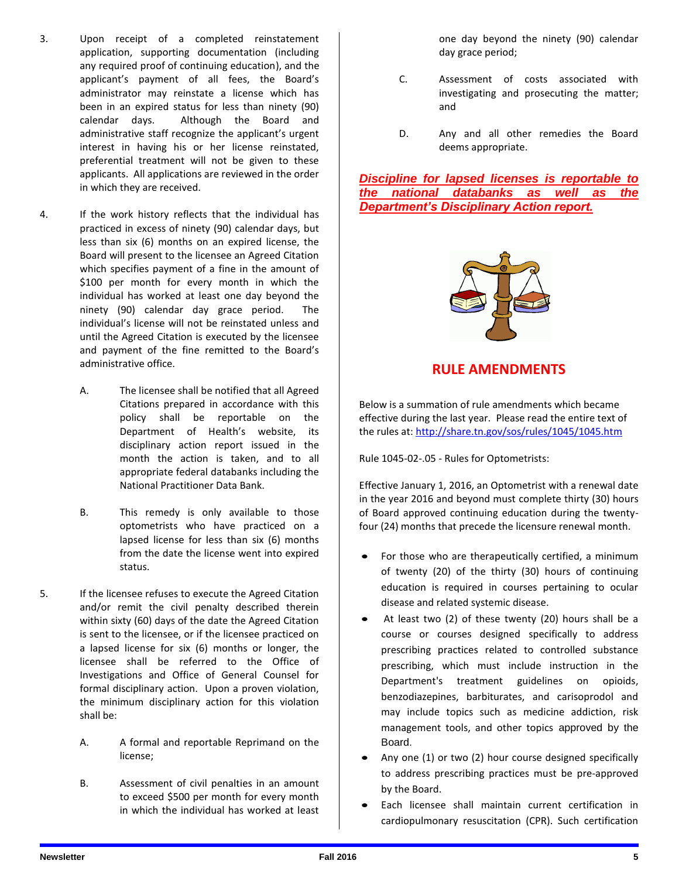3. Upon receipt of a completed reinstatement application, supporting documentation (including any required proof of continuing education), and the applicant's payment of all fees, the Board's administrator may reinstate a license which has been in an expired status for less than ninety (90) calendar days. Although the Board and administrative staff recognize the applicant's urgent interest in having his or her license reinstated, preferential treatment will not be given to these applicants. All applications are reviewed in the order in which they are received.

4. If the work history reflects that the individual has practiced in excess of ninety (90) calendar days, but less than six (6) months on an expired license, the Board will present to the licensee an Agreed Citation which specifies payment of a fine in the amount of $100 per month for every month in which the individual has worked at least one day beyond the ninety (90) calendar day grace period. The individual's license will not be reinstated unless and until the Agreed Citation is executed by the licensee and payment of the fine remitted to the Board's administrative office.

   A. The licensee shall be notified that all Agreed Citations prepared in accordance with this policy shall be reportable on the Department of Health's website, its disciplinary action report issued in the month the action is taken, and to all appropriate federal databanks including the National Practitioner Data Bank.

   B. This remedy is only available to those optometrists who have practiced on a lapsed license for less than six (6) months from the date the license went into expired status.

5. If the licensee refuses to execute the Agreed Citation and/or remit the civil penalty described therein within sixty (60) days of the date the Agreed Citation is sent to the licensee, or if the licensee practiced on a lapsed license for six (6) months or longer, the licensee shall be referred to the Office of Investigations and Office of General Counsel for formal disciplinary action. Upon a proven violation, the minimum disciplinary action for this violation shall be:

   A. A formal and reportable Reprimand on the license;

   B. Assessment of civil penalties in an amount to exceed $500 per month for every month in which the individual has worked at least one day beyond the ninety (90) calendar day grace period;

   C. Assessment of costs associated with investigating and prosecuting the matter; and

   D. Any and all other remedies the Board deems appropriate.

***<u>Discipline for lapsed licenses is reportable to the national databanks as well as the Department's Disciplinary Action report.</u>***

## RULE AMENDMENTS

Below is a summation of rule amendments which became effective during the last year. Please read the entire text of the rules at: http://share.tn.gov/sos/rules/1045/1045.htm

Rule 1045-02-.05 - Rules for Optometrists:

Effective January 1, 2016, an Optometrist with a renewal date in the year 2016 and beyond must complete thirty (30) hours of Board approved continuing education during the twenty-four (24) months that precede the licensure renewal month.

- For those who are therapeutically certified, a minimum of twenty (20) of the thirty (30) hours of continuing education is required in courses pertaining to ocular disease and related systemic disease.
- At least two (2) of these twenty (20) hours shall be a course or courses designed specifically to address prescribing practices related to controlled substance prescribing, which must include instruction in the Department's treatment guidelines on opioids, benzodiazepines, barbiturates, and carisoprodol and may include topics such as medicine addiction, risk management tools, and other topics approved by the Board.
- Any one (1) or two (2) hour course designed specifically to address prescribing practices must be pre-approved by the Board.
- Each licensee shall maintain current certification in cardiopulmonary resuscitation (CPR). Such certification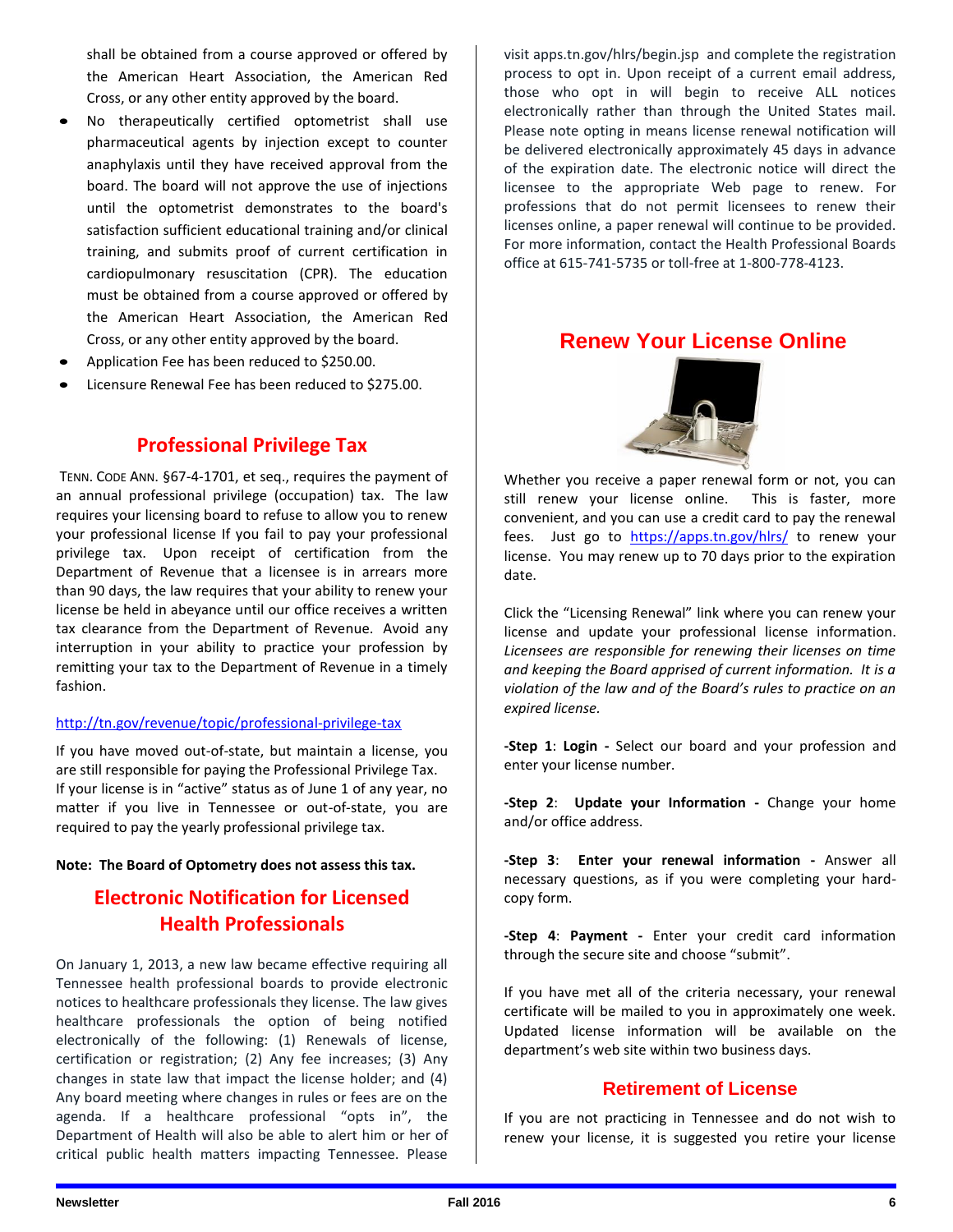shall be obtained from a course approved or offered by the American Heart Association, the American Red Cross, or any other entity approved by the board.

- No therapeutically certified optometrist shall use pharmaceutical agents by injection except to counter anaphylaxis until they have received approval from the board. The board will not approve the use of injections until the optometrist demonstrates to the board's satisfaction sufficient educational training and/or clinical training, and submits proof of current certification in cardiopulmonary resuscitation (CPR). The education must be obtained from a course approved or offered by the American Heart Association, the American Red Cross, or any other entity approved by the board.
- Application Fee has been reduced to $250.00.
- Licensure Renewal Fee has been reduced to $275.00.

## Professional Privilege Tax

TENN. CODE ANN. §67-4-1701, et seq., requires the payment of an annual professional privilege (occupation) tax. The law requires your licensing board to refuse to allow you to renew your professional license If you fail to pay your professional privilege tax. Upon receipt of certification from the Department of Revenue that a licensee is in arrears more than 90 days, the law requires that your ability to renew your license be held in abeyance until our office receives a written tax clearance from the Department of Revenue. Avoid any interruption in your ability to practice your profession by remitting your tax to the Department of Revenue in a timely fashion.

http://tn.gov/revenue/topic/professional-privilege-tax

If you have moved out-of-state, but maintain a license, you are still responsible for paying the Professional Privilege Tax. If your license is in "active" status as of June 1 of any year, no matter if you live in Tennessee or out-of-state, you are required to pay the yearly professional privilege tax.

**Note: The Board of Optometry does not assess this tax.**

## Electronic Notification for Licensed Health Professionals

On January 1, 2013, a new law became effective requiring all Tennessee health professional boards to provide electronic notices to healthcare professionals they license. The law gives healthcare professionals the option of being notified electronically of the following: (1) Renewals of license, certification or registration; (2) Any fee increases; (3) Any changes in state law that impact the license holder; and (4) Any board meeting where changes in rules or fees are on the agenda. If a healthcare professional "opts in", the Department of Health will also be able to alert him or her of critical public health matters impacting Tennessee. Please visit apps.tn.gov/hlrs/begin.jsp and complete the registration process to opt in. Upon receipt of a current email address, those who opt in will begin to receive ALL notices electronically rather than through the United States mail. Please note opting in means license renewal notification will be delivered electronically approximately 45 days in advance of the expiration date. The electronic notice will direct the licensee to the appropriate Web page to renew. For professions that do not permit licensees to renew their licenses online, a paper renewal will continue to be provided. For more information, contact the Health Professional Boards office at 615-741-5735 or toll-free at 1-800-778-4123.

## Renew Your License Online

Whether you receive a paper renewal form or not, you can still renew your license online. This is faster, more convenient, and you can use a credit card to pay the renewal fees. Just go to https://apps.tn.gov/hlrs/ to renew your license. You may renew up to 70 days prior to the expiration date.

Click the "Licensing Renewal" link where you can renew your license and update your professional license information. *Licensees are responsible for renewing their licenses on time and keeping the Board apprised of current information. It is a violation of the law and of the Board's rules to practice on an expired license.*

**-Step 1**: **Login -** Select our board and your profession and enter your license number.

**-Step 2**: **Update your Information -** Change your home and/or office address.

**-Step 3**: **Enter your renewal information -** Answer all necessary questions, as if you were completing your hard-copy form.

**-Step 4**: **Payment -** Enter your credit card information through the secure site and choose "submit".

If you have met all of the criteria necessary, your renewal certificate will be mailed to you in approximately one week. Updated license information will be available on the department's web site within two business days.

## Retirement of License

If you are not practicing in Tennessee and do not wish to renew your license, it is suggested you retire your license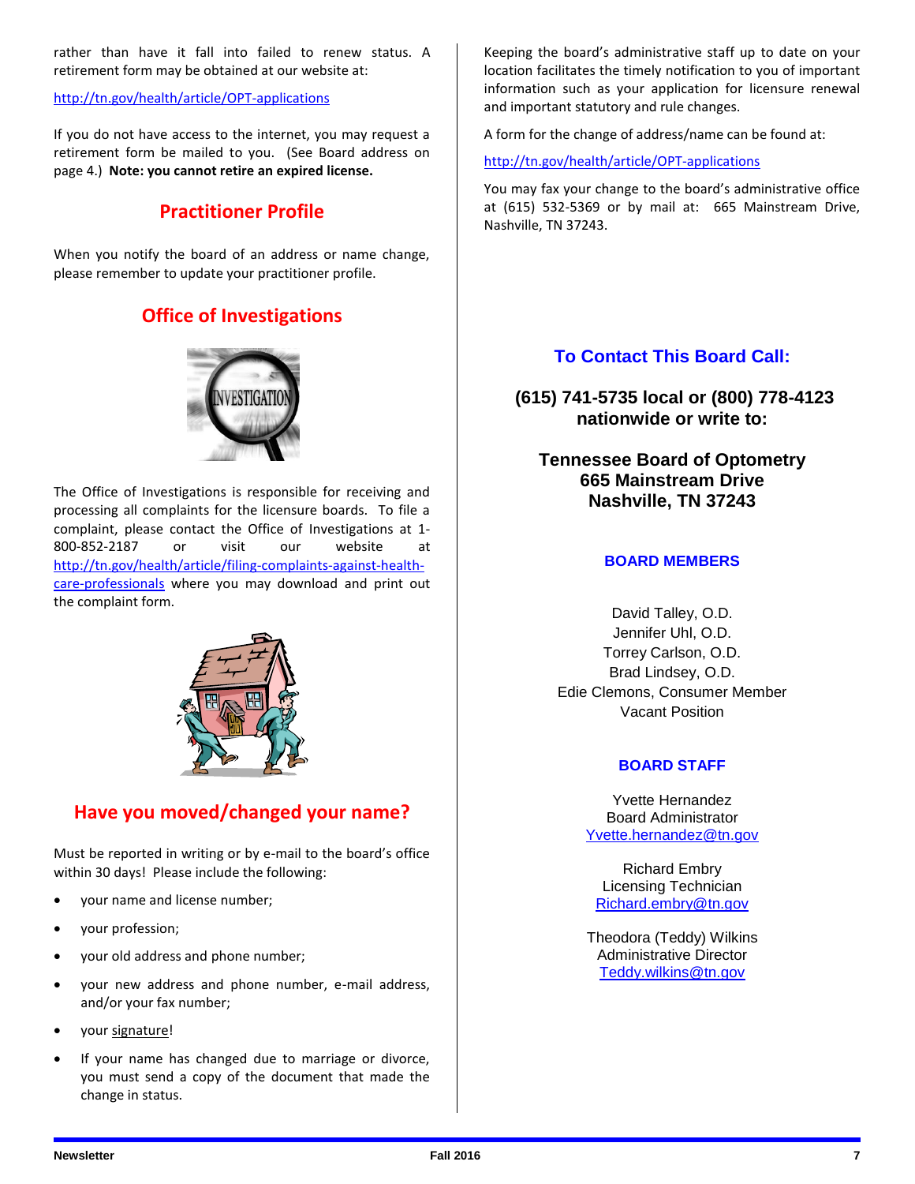rather than have it fall into failed to renew status. A retirement form may be obtained at our website at:

http://tn.gov/health/article/OPT-applications

If you do not have access to the internet, you may request a retirement form be mailed to you. (See Board address on page 4.) **Note: you cannot retire an expired license.**

## Practitioner Profile

When you notify the board of an address or name change, please remember to update your practitioner profile.

## Office of Investigations

The Office of Investigations is responsible for receiving and processing all complaints for the licensure boards. To file a complaint, please contact the Office of Investigations at 1-800-852-2187 or visit our website at http://tn.gov/health/article/filing-complaints-against-health-care-professionals where you may download and print out the complaint form.

## Have you moved/changed your name?

Must be reported in writing or by e-mail to the board's office within 30 days! Please include the following:

- your name and license number;
- your profession;
- your old address and phone number;
- your new address and phone number, e-mail address, and/or your fax number;
- your signature!
- If your name has changed due to marriage or divorce, you must send a copy of the document that made the change in status.

Keeping the board's administrative staff up to date on your location facilitates the timely notification to you of important information such as your application for licensure renewal and important statutory and rule changes.

A form for the change of address/name can be found at:

http://tn.gov/health/article/OPT-applications

You may fax your change to the board's administrative office at (615) 532-5369 or by mail at: 665 Mainstream Drive, Nashville, TN 37243.

## To Contact This Board Call:

**(615) 741-5735 local or (800) 778-4123 nationwide or write to:**

**Tennessee Board of Optometry**
**665 Mainstream Drive**
**Nashville, TN 37243**

### BOARD MEMBERS

David Talley, O.D.
Jennifer Uhl, O.D.
Torrey Carlson, O.D.
Brad Lindsey, O.D.
Edie Clemons, Consumer Member
Vacant Position

### BOARD STAFF

Yvette Hernandez
Board Administrator
Yvette.hernandez@tn.gov

Richard Embry
Licensing Technician
Richard.embry@tn.gov

Theodora (Teddy) Wilkins
Administrative Director
Teddy.wilkins@tn.gov